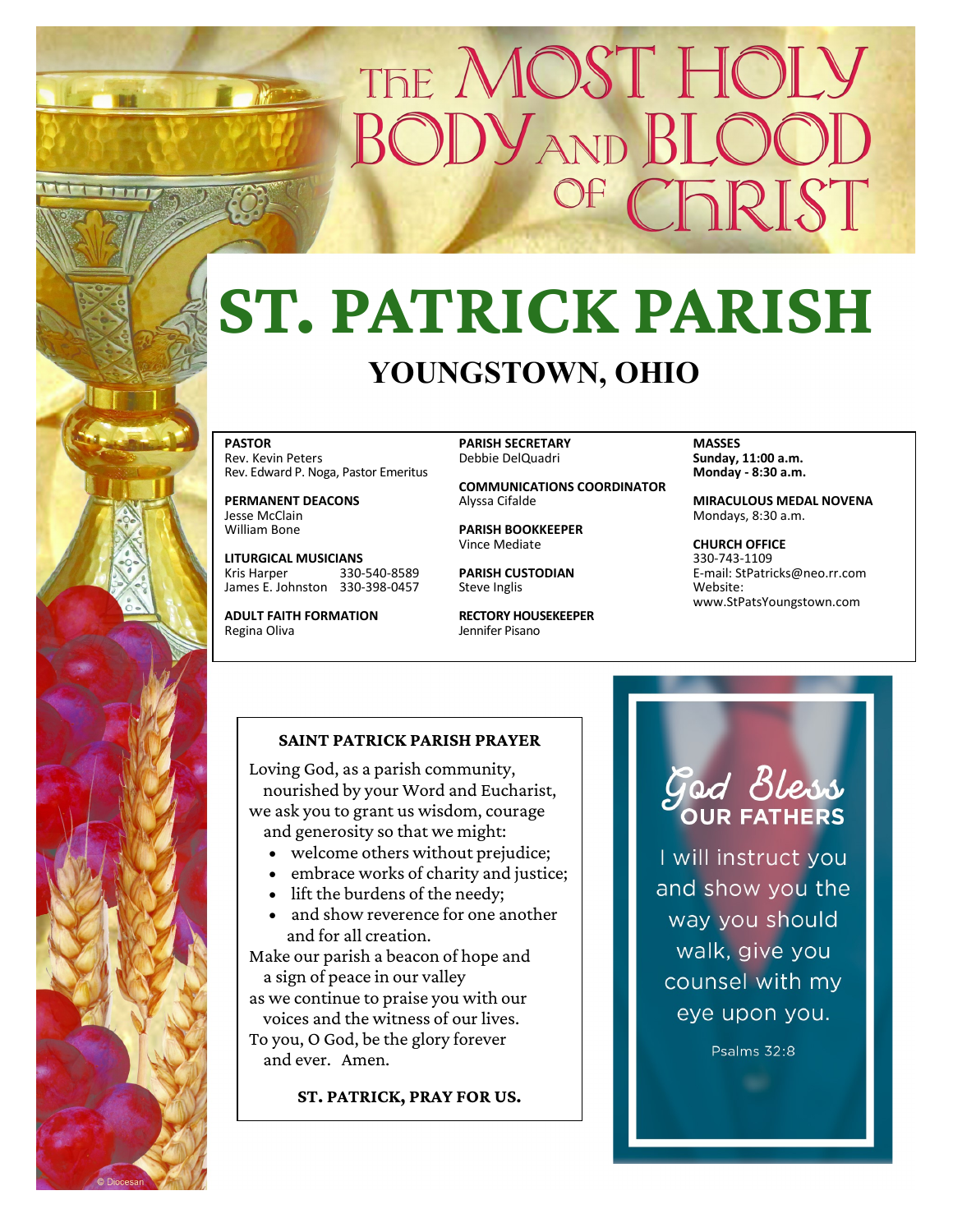# THE MOST HOLY BODY AND BLOOD OF CHRIST

# ST. PATRICK PARISH

## YOUNGSTOWN, OHIO

**PASTOR**
Rev. Kevin Peters
Rev. Edward P. Noga, Pastor Emeritus

**PERMANENT DEACONS**
Jesse McClain
William Bone

**LITURGICAL MUSICIANS**
Kris Harper 330-540-8589
James E. Johnston 330-398-0457

**ADULT FAITH FORMATION**
Regina Oliva

**PARISH SECRETARY**
Debbie DelQuadri

**COMMUNICATIONS COORDINATOR**
Alyssa Cifalde

**PARISH BOOKKEEPER**
Vince Mediate

**PARISH CUSTODIAN**
Steve Inglis

**RECTORY HOUSEKEEPER**
Jennifer Pisano

**MASSES**
**Sunday, 11:00 a.m.**
**Monday - 8:30 a.m.**

**MIRACULOUS MEDAL NOVENA**
Mondays, 8:30 a.m.

**CHURCH OFFICE**
330-743-1109
E-mail: StPatricks@neo.rr.com
Website:
www.StPatsYoungstown.com

### SAINT PATRICK PARISH PRAYER

Loving God, as a parish community,
nourished by your Word and Eucharist,
we ask you to grant us wisdom, courage
and generosity so that we might:

- welcome others without prejudice;
- embrace works of charity and justice;
- lift the burdens of the needy;
- and show reverence for one another and for all creation.

Make our parish a beacon of hope and
a sign of peace in our valley
as we continue to praise you with our
voices and the witness of our lives.
To you, O God, be the glory forever
and ever. Amen.

**ST. PATRICK, PRAY FOR US.**

God Bless
**OUR FATHERS**

I will instruct you and show you the way you should walk, give you counsel with my eye upon you.

Psalms 32:8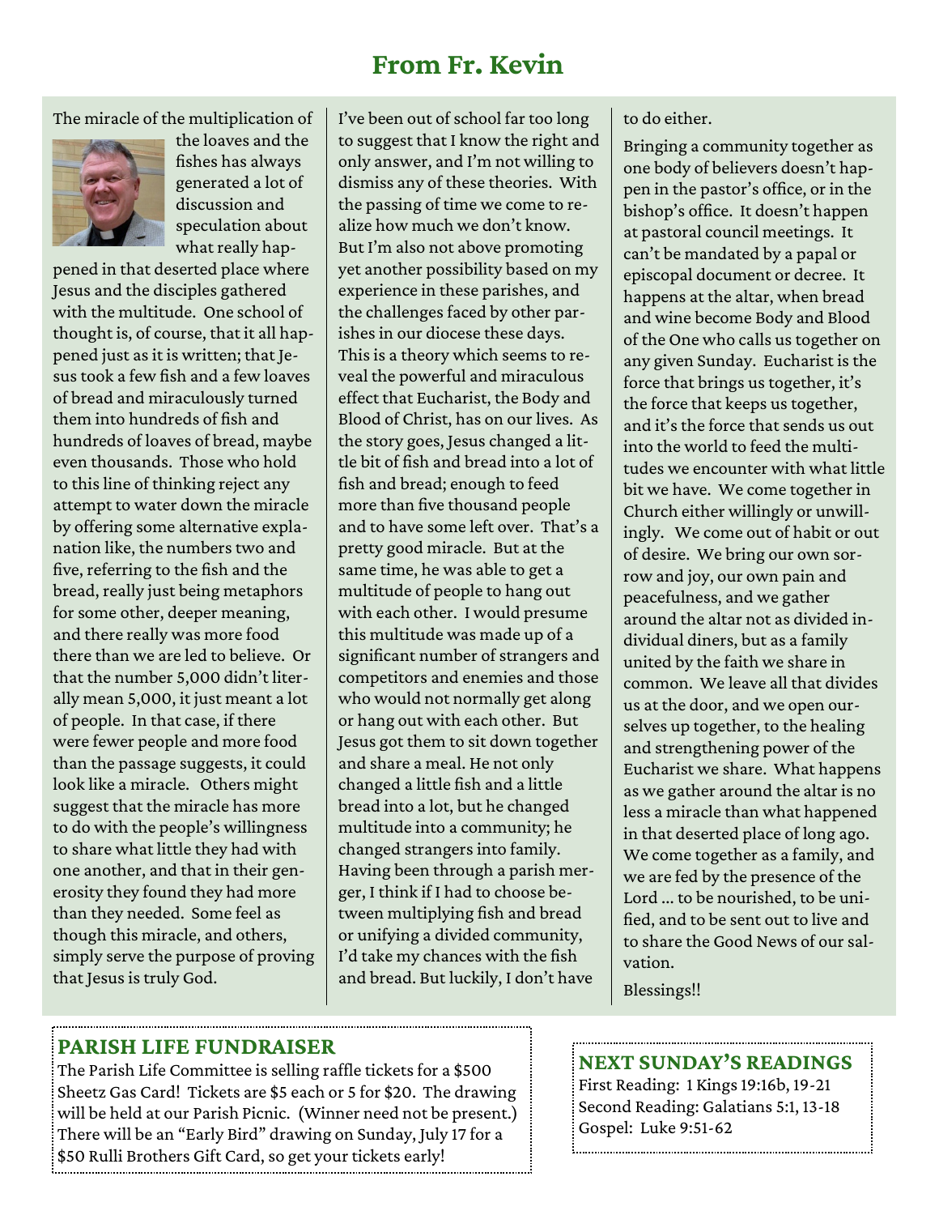# From Fr. Kevin

The miracle of the multiplication of the loaves and the fishes has always generated a lot of discussion and speculation about what really happened in that deserted place where Jesus and the disciples gathered with the multitude. One school of thought is, of course, that it all happened just as it is written; that Jesus took a few fish and a few loaves of bread and miraculously turned them into hundreds of fish and hundreds of loaves of bread, maybe even thousands. Those who hold to this line of thinking reject any attempt to water down the miracle by offering some alternative explanation like, the numbers two and five, referring to the fish and the bread, really just being metaphors for some other, deeper meaning, and there really was more food there than we are led to believe. Or that the number 5,000 didn't literally mean 5,000, it just meant a lot of people. In that case, if there were fewer people and more food than the passage suggests, it could look like a miracle. Others might suggest that the miracle has more to do with the people's willingness to share what little they had with one another, and that in their generosity they found they had more than they needed. Some feel as though this miracle, and others, simply serve the purpose of proving that Jesus is truly God.

I've been out of school far too long to suggest that I know the right and only answer, and I'm not willing to dismiss any of these theories. With the passing of time we come to realize how much we don't know. But I'm also not above promoting yet another possibility based on my experience in these parishes, and the challenges faced by other parishes in our diocese these days. This is a theory which seems to reveal the powerful and miraculous effect that Eucharist, the Body and Blood of Christ, has on our lives. As the story goes, Jesus changed a little bit of fish and bread into a lot of fish and bread; enough to feed more than five thousand people and to have some left over. That's a pretty good miracle. But at the same time, he was able to get a multitude of people to hang out with each other. I would presume this multitude was made up of a significant number of strangers and competitors and enemies and those who would not normally get along or hang out with each other. But Jesus got them to sit down together and share a meal. He not only changed a little fish and a little bread into a lot, but he changed multitude into a community; he changed strangers into family. Having been through a parish merger, I think if I had to choose between multiplying fish and bread or unifying a divided community, I'd take my chances with the fish and bread. But luckily, I don't have to do either.

Bringing a community together as one body of believers doesn't happen in the pastor's office, or in the bishop's office. It doesn't happen at pastoral council meetings. It can't be mandated by a papal or episcopal document or decree. It happens at the altar, when bread and wine become Body and Blood of the One who calls us together on any given Sunday. Eucharist is the force that brings us together, it's the force that keeps us together, and it's the force that sends us out into the world to feed the multitudes we encounter with what little bit we have. We come together in Church either willingly or unwillingly. We come out of habit or out of desire. We bring our own sorrow and joy, our own pain and peacefulness, and we gather around the altar not as divided individual diners, but as a family united by the faith we share in common. We leave all that divides us at the door, and we open ourselves up together, to the healing and strengthening power of the Eucharist we share. What happens as we gather around the altar is no less a miracle than what happened in that deserted place of long ago. We come together as a family, and we are fed by the presence of the Lord … to be nourished, to be unified, and to be sent out to live and to share the Good News of our salvation.

Blessings!!

## PARISH LIFE FUNDRAISER

The Parish Life Committee is selling raffle tickets for a $500 Sheetz Gas Card! Tickets are $5 each or 5 for $20. The drawing will be held at our Parish Picnic. (Winner need not be present.) There will be an "Early Bird" drawing on Sunday, July 17 for a $50 Rulli Brothers Gift Card, so get your tickets early!

## NEXT SUNDAY'S READINGS

First Reading: 1 Kings 19:16b, 19-21
Second Reading: Galatians 5:1, 13-18
Gospel: Luke 9:51-62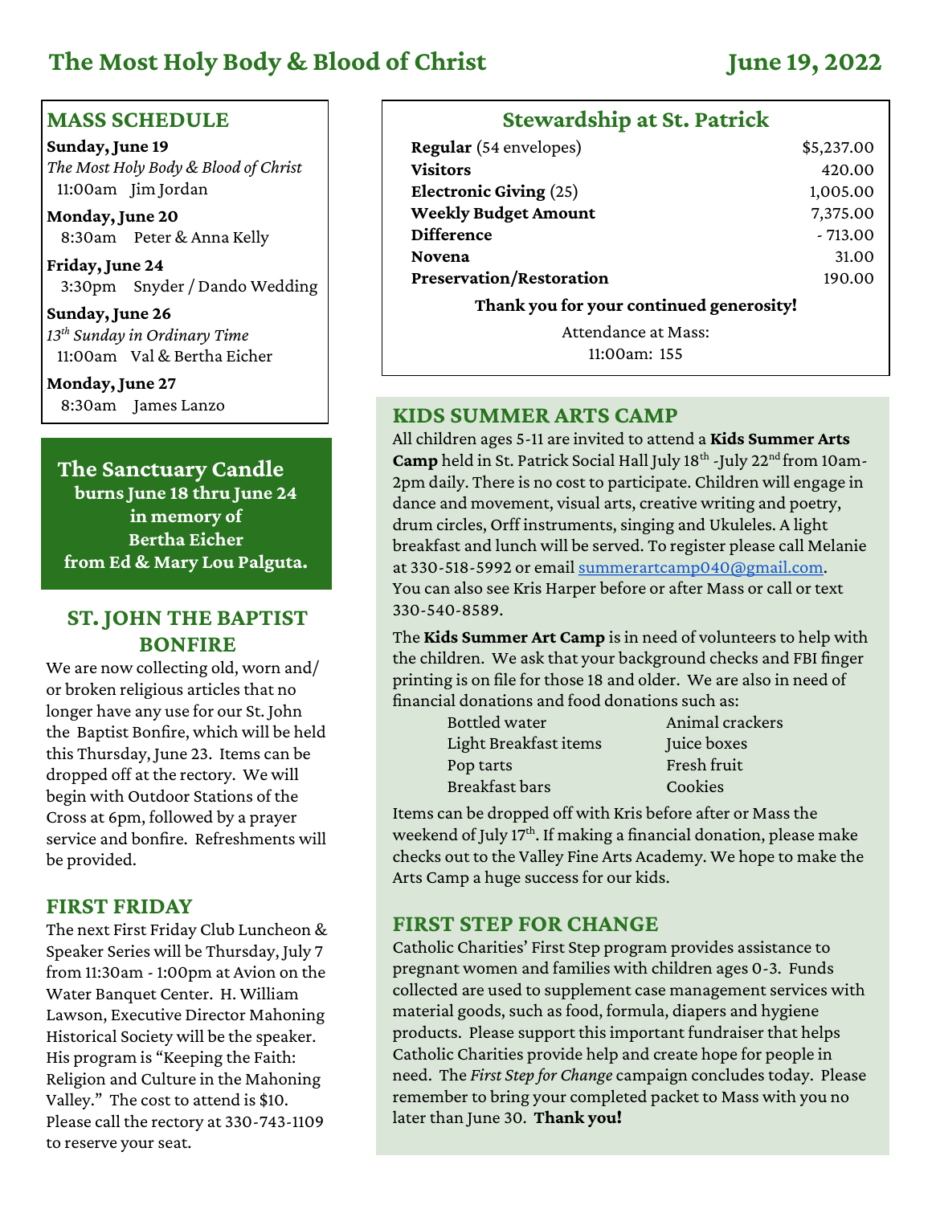# The Most Holy Body & Blood of Christ — June 19, 2022

## MASS SCHEDULE

**Sunday, June 19**
*The Most Holy Body & Blood of Christ*
11:00am Jim Jordan

**Monday, June 20**
8:30am Peter & Anna Kelly

**Friday, June 24**
3:30pm Snyder / Dando Wedding

**Sunday, June 26**
*13th Sunday in Ordinary Time*
11:00am Val & Bertha Eicher

**Monday, June 27**
8:30am James Lanzo

## The Sanctuary Candle

**burns June 18 thru June 24 in memory of Bertha Eicher from Ed & Mary Lou Palguta.**

## ST. JOHN THE BAPTIST BONFIRE

We are now collecting old, worn and/or broken religious articles that no longer have any use for our St. John the Baptist Bonfire, which will be held this Thursday, June 23. Items can be dropped off at the rectory. We will begin with Outdoor Stations of the Cross at 6pm, followed by a prayer service and bonfire. Refreshments will be provided.

## FIRST FRIDAY

The next First Friday Club Luncheon & Speaker Series will be Thursday, July 7 from 11:30am - 1:00pm at Avion on the Water Banquet Center. H. William Lawson, Executive Director Mahoning Historical Society will be the speaker. His program is "Keeping the Faith: Religion and Culture in the Mahoning Valley." The cost to attend is $10. Please call the rectory at 330-743-1109 to reserve your seat.

## Stewardship at St. Patrick

| | |
|---|---|
| **Regular** (54 envelopes) | $5,237.00 |
| **Visitors** | 420.00 |
| **Electronic Giving** (25) | 1,005.00 |
| **Weekly Budget Amount** | 7,375.00 |
| **Difference** | - 713.00 |
| **Novena** | 31.00 |
| **Preservation/Restoration** | 190.00 |

**Thank you for your continued generosity!**

Attendance at Mass:
11:00am: 155

## KIDS SUMMER ARTS CAMP

All children ages 5-11 are invited to attend a **Kids Summer Arts Camp** held in St. Patrick Social Hall July 18th -July 22nd from 10am-2pm daily. There is no cost to participate. Children will engage in dance and movement, visual arts, creative writing and poetry, drum circles, Orff instruments, singing and Ukuleles. A light breakfast and lunch will be served. To register please call Melanie at 330-518-5992 or email summerartcamp040@gmail.com. You can also see Kris Harper before or after Mass or call or text 330-540-8589.

The **Kids Summer Art Camp** is in need of volunteers to help with the children. We ask that your background checks and FBI finger printing is on file for those 18 and older. We are also in need of financial donations and food donations such as:

| | |
|---|---|
| Bottled water | Animal crackers |
| Light Breakfast items | Juice boxes |
| Pop tarts | Fresh fruit |
| Breakfast bars | Cookies |

Items can be dropped off with Kris before after or Mass the weekend of July 17th. If making a financial donation, please make checks out to the Valley Fine Arts Academy. We hope to make the Arts Camp a huge success for our kids.

## FIRST STEP FOR CHANGE

Catholic Charities' First Step program provides assistance to pregnant women and families with children ages 0-3. Funds collected are used to supplement case management services with material goods, such as food, formula, diapers and hygiene products. Please support this important fundraiser that helps Catholic Charities provide help and create hope for people in need. The *First Step for Change* campaign concludes today. Please remember to bring your completed packet to Mass with you no later than June 30. **Thank you!**